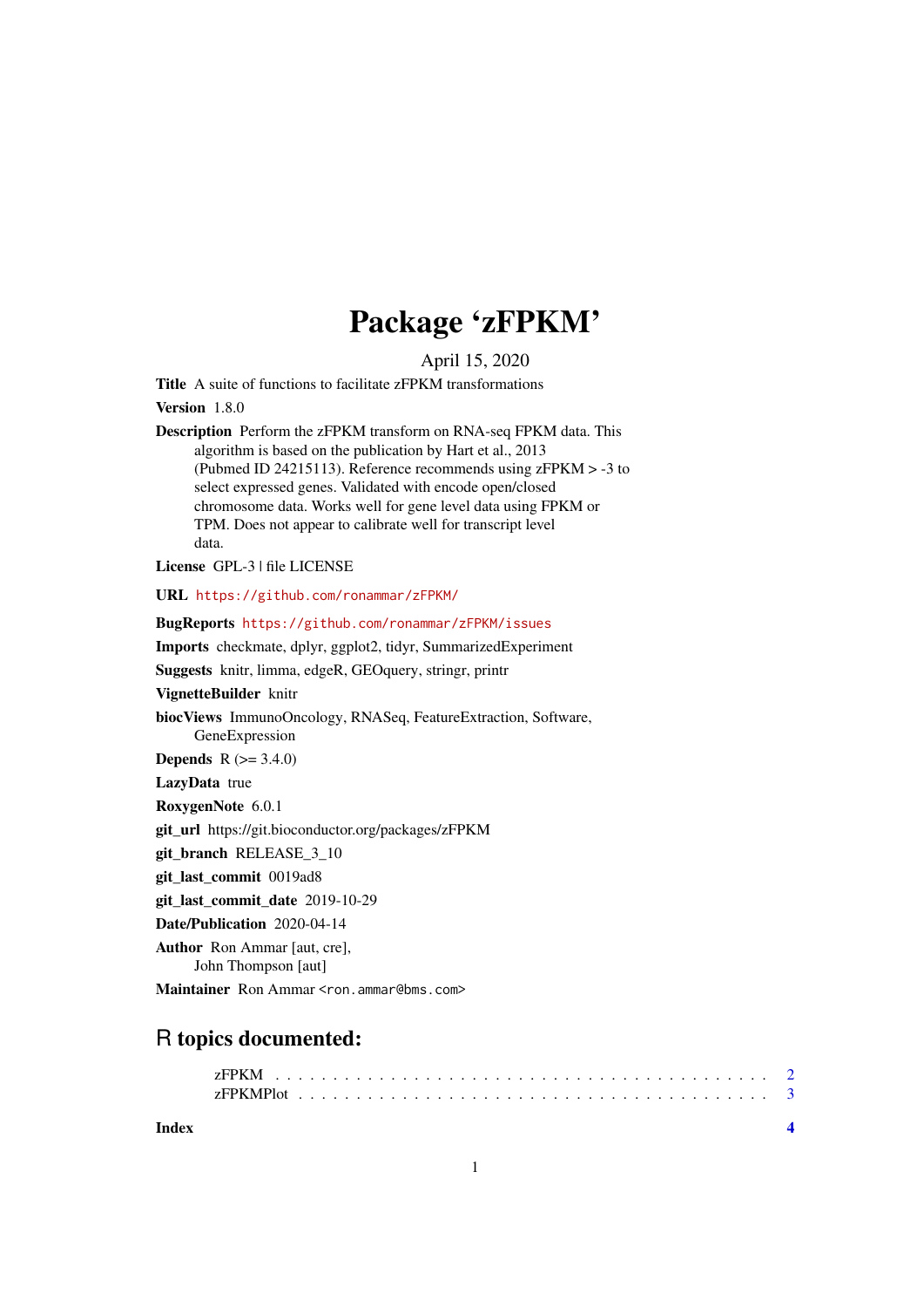# Package 'zFPKM'

April 15, 2020

**Title** A suite of functions to facilitate zFPKM transformations

**Version** 1.8.0

**Description** Perform the zFPKM transform on RNA-seq FPKM data. This algorithm is based on the publication by Hart et al., 2013 (Pubmed ID 24215113). Reference recommends using zFPKM > -3 to select expressed genes. Validated with encode open/closed chromosome data. Works well for gene level data using FPKM or TPM. Does not appear to calibrate well for transcript level data.

**License** GPL-3 | file LICENSE

**URL** https://github.com/ronammar/zFPKM/

**BugReports** https://github.com/ronammar/zFPKM/issues

**Imports** checkmate, dplyr, ggplot2, tidyr, SummarizedExperiment

**Suggests** knitr, limma, edgeR, GEOquery, stringr, printr

**VignetteBuilder** knitr

**biocViews** ImmunoOncology, RNASeq, FeatureExtraction, Software, GeneExpression

**Depends** R (>= 3.4.0)

**LazyData** true

**RoxygenNote** 6.0.1

**git_url** https://git.bioconductor.org/packages/zFPKM

**git_branch** RELEASE_3_10

**git_last_commit** 0019ad8

**git_last_commit_date** 2019-10-29

**Date/Publication** 2020-04-14

**Author** Ron Ammar [aut, cre], John Thompson [aut]

**Maintainer** Ron Ammar <ron.ammar@bms.com>

## R topics documented:

zFPKM . . . . . . . . . . . . . . . . . . . . . . . . . . . . . . . . . . . . . . . . 2
zFPKMPlot . . . . . . . . . . . . . . . . . . . . . . . . . . . . . . . . . . . . . . 3

**Index** **4**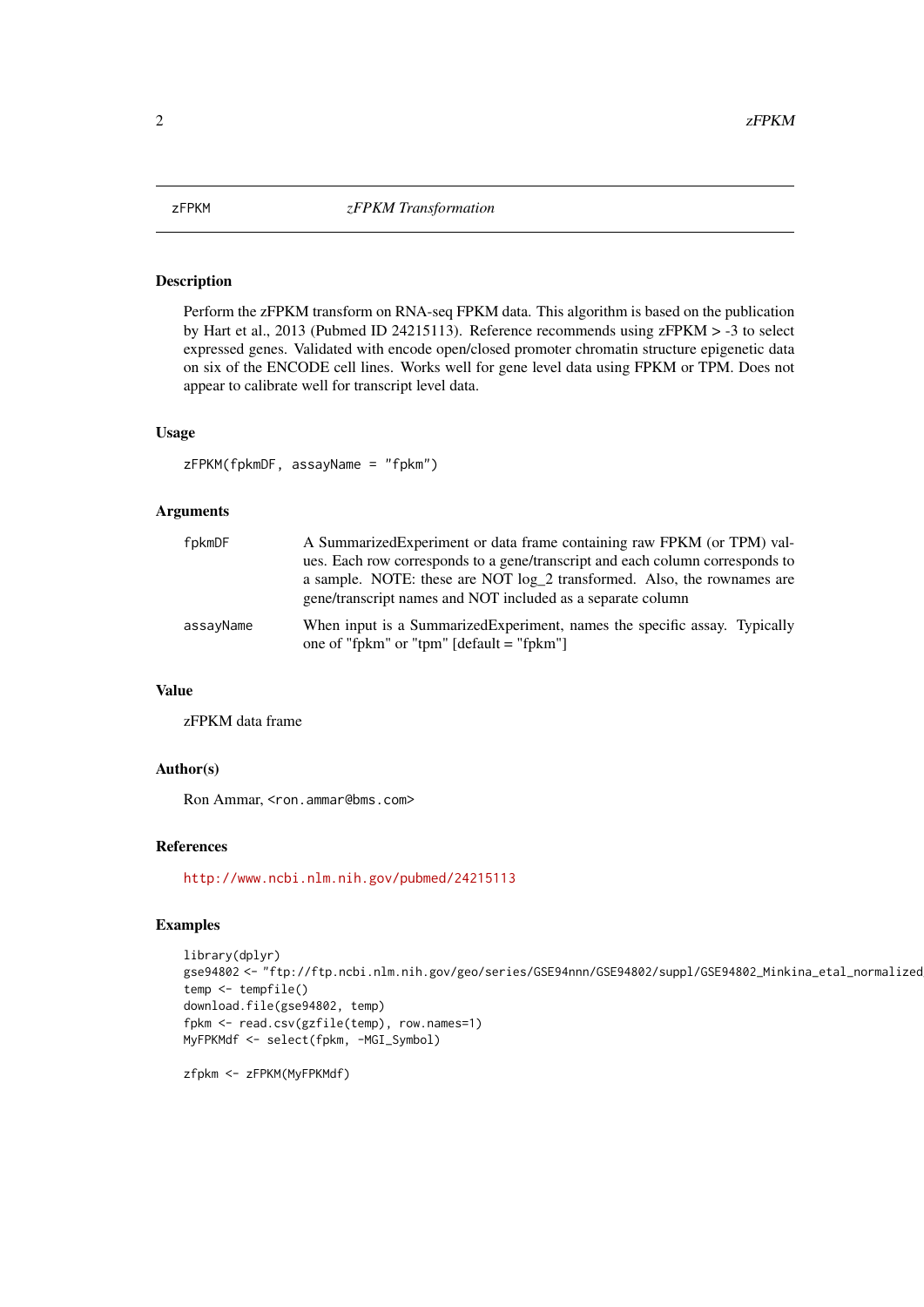zFPKM *zFPKM Transformation*

### Description

Perform the zFPKM transform on RNA-seq FPKM data. This algorithm is based on the publication by Hart et al., 2013 (Pubmed ID 24215113). Reference recommends using zFPKM > -3 to select expressed genes. Validated with encode open/closed promoter chromatin structure epigenetic data on six of the ENCODE cell lines. Works well for gene level data using FPKM or TPM. Does not appear to calibrate well for transcript level data.

### Usage

```
zFPKM(fpkmDF, assayName = "fpkm")
```

### Arguments

| | |
|---|---|
| fpkmDF | A SummarizedExperiment or data frame containing raw FPKM (or TPM) values. Each row corresponds to a gene/transcript and each column corresponds to a sample. NOTE: these are NOT log_2 transformed. Also, the rownames are gene/transcript names and NOT included as a separate column |
| assayName | When input is a SummarizedExperiment, names the specific assay. Typically one of "fpkm" or "tpm" [default = "fpkm"] |

### Value

zFPKM data frame

### Author(s)

Ron Ammar, <ron.ammar@bms.com>

### References

http://www.ncbi.nlm.nih.gov/pubmed/24215113

### Examples

```
library(dplyr)
gse94802 <- "ftp://ftp.ncbi.nlm.nih.gov/geo/series/GSE94nnn/GSE94802/suppl/GSE94802_Minkina_etal_normalized
temp <- tempfile()
download.file(gse94802, temp)
fpkm <- read.csv(gzfile(temp), row.names=1)
MyFPKMdf <- select(fpkm, -MGI_Symbol)

zfpkm <- zFPKM(MyFPKMdf)
```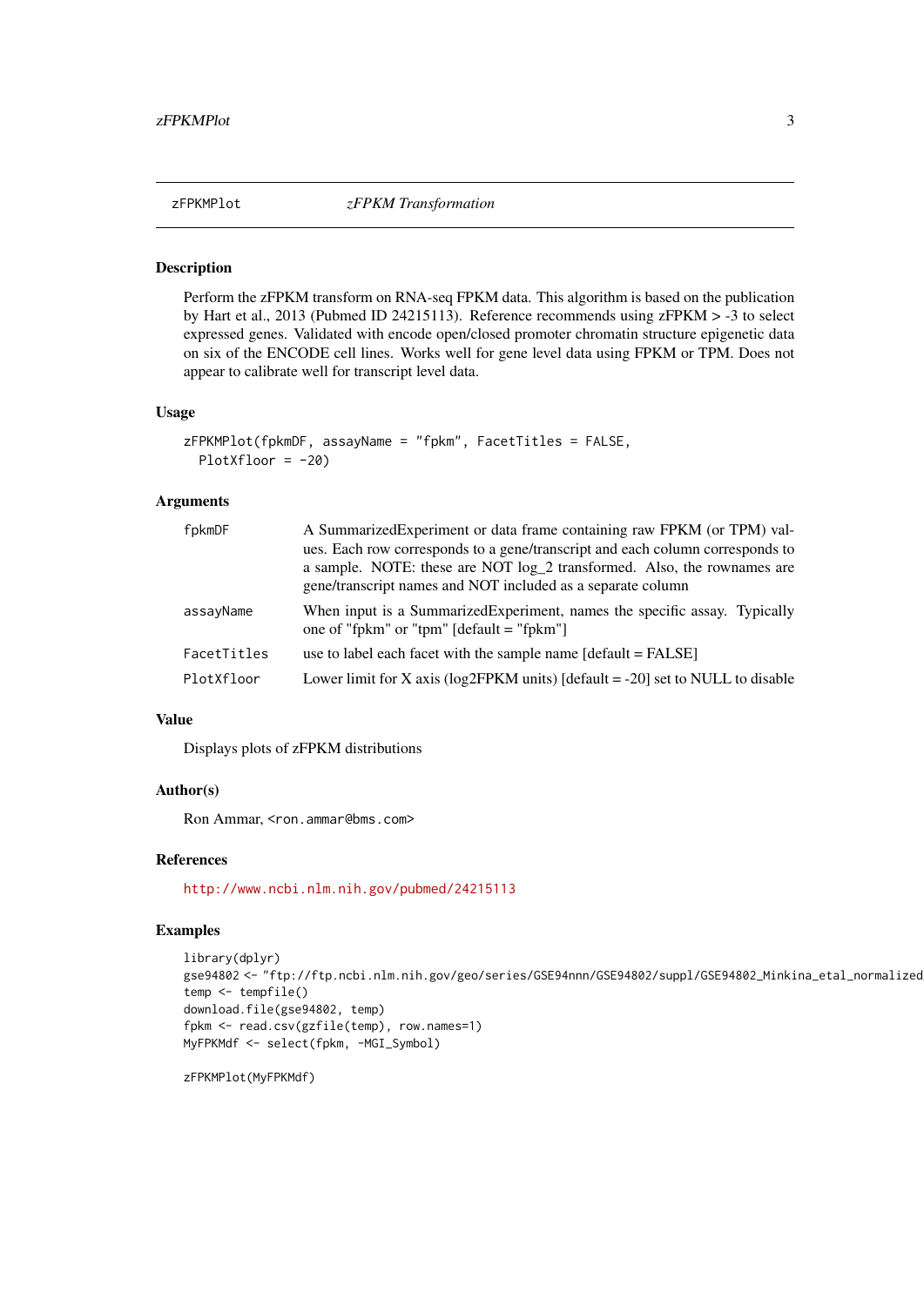zFPKMPlot *zFPKM Transformation*

## Description

Perform the zFPKM transform on RNA-seq FPKM data. This algorithm is based on the publication by Hart et al., 2013 (Pubmed ID 24215113). Reference recommends using zFPKM > -3 to select expressed genes. Validated with encode open/closed promoter chromatin structure epigenetic data on six of the ENCODE cell lines. Works well for gene level data using FPKM or TPM. Does not appear to calibrate well for transcript level data.

## Usage

```
zFPKMPlot(fpkmDF, assayName = "fpkm", FacetTitles = FALSE,
  PlotXfloor = -20)
```

## Arguments

| | |
|---|---|
| fpkmDF | A SummarizedExperiment or data frame containing raw FPKM (or TPM) values. Each row corresponds to a gene/transcript and each column corresponds to a sample. NOTE: these are NOT log_2 transformed. Also, the rownames are gene/transcript names and NOT included as a separate column |
| assayName | When input is a SummarizedExperiment, names the specific assay. Typically one of "fpkm" or "tpm" [default = "fpkm"] |
| FacetTitles | use to label each facet with the sample name [default = FALSE] |
| PlotXfloor | Lower limit for X axis (log2FPKM units) [default = -20] set to NULL to disable |

## Value

Displays plots of zFPKM distributions

## Author(s)

Ron Ammar, <ron.ammar@bms.com>

## References

http://www.ncbi.nlm.nih.gov/pubmed/24215113

## Examples

```
library(dplyr)
gse94802 <- "ftp://ftp.ncbi.nlm.nih.gov/geo/series/GSE94nnn/GSE94802/suppl/GSE94802_Minkina_etal_normalized
temp <- tempfile()
download.file(gse94802, temp)
fpkm <- read.csv(gzfile(temp), row.names=1)
MyFPKMdf <- select(fpkm, -MGI_Symbol)

zFPKMPlot(MyFPKMdf)
```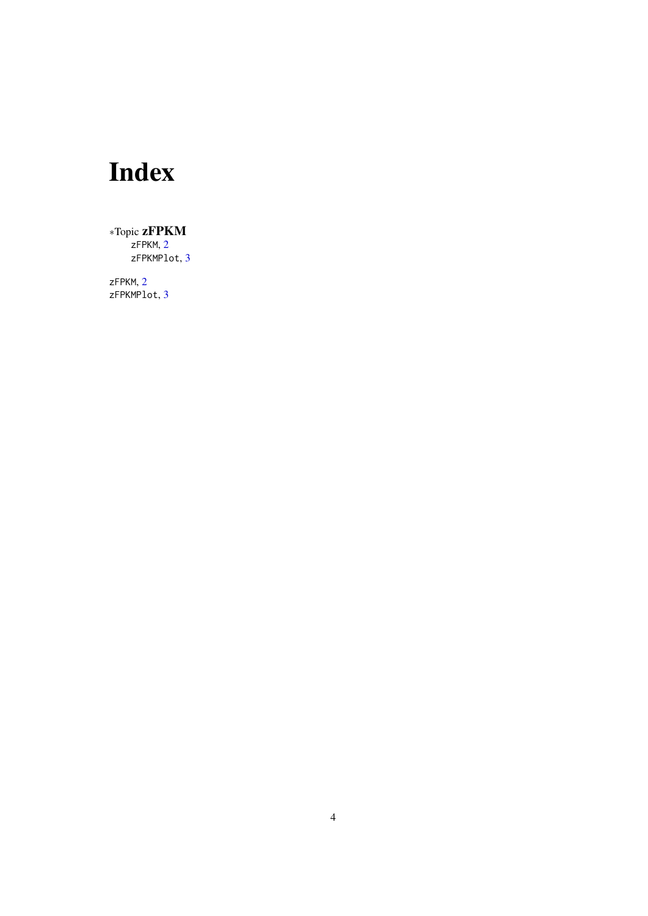# Index

*Topic **zFPKM**
  zFPKM, 2
  zFPKMPlot, 3

zFPKM, 2
zFPKMPlot, 3